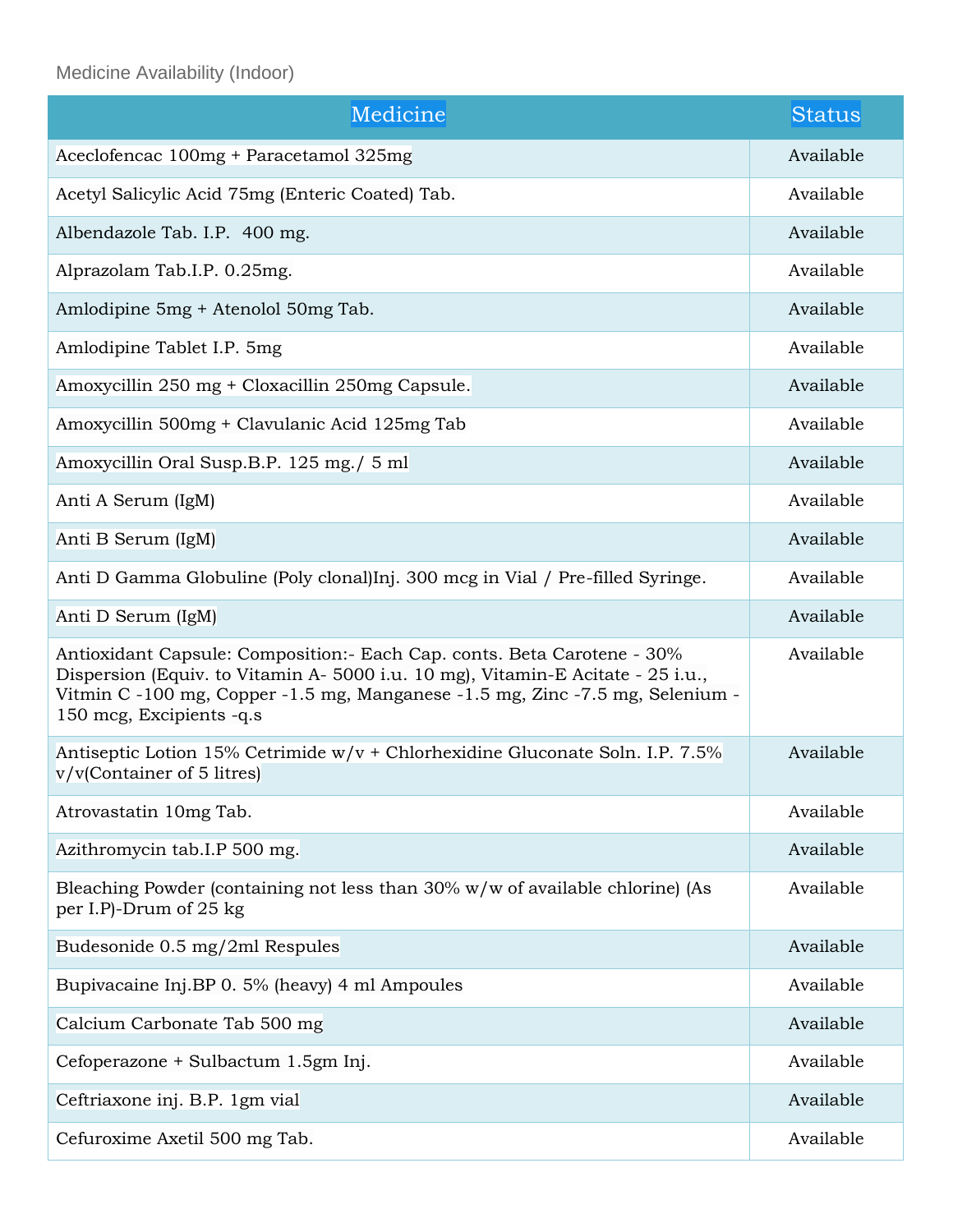Medicine Availability (Indoor)

| Medicine | Status |
|---|---|
| Aceclofencac 100mg + Paracetamol 325mg | Available |
| Acetyl Salicylic Acid 75mg (Enteric Coated) Tab. | Available |
| Albendazole Tab. I.P.  400 mg. | Available |
| Alprazolam Tab.I.P. 0.25mg. | Available |
| Amlodipine 5mg + Atenolol 50mg Tab. | Available |
| Amlodipine Tablet I.P. 5mg | Available |
| Amoxycillin 250 mg + Cloxacillin 250mg Capsule. | Available |
| Amoxycillin 500mg + Clavulanic Acid 125mg Tab | Available |
| Amoxycillin Oral Susp.B.P. 125 mg./ 5 ml | Available |
| Anti A Serum (IgM) | Available |
| Anti B Serum (IgM) | Available |
| Anti D Gamma Globuline (Poly clonal)Inj. 300 mcg in Vial / Pre-filled Syringe. | Available |
| Anti D Serum (IgM) | Available |
| Antioxidant Capsule: Composition:- Each Cap. conts. Beta Carotene - 30% Dispersion (Equiv. to Vitamin A- 5000 i.u. 10 mg), Vitamin-E Acitate - 25 i.u., Vitmin C -100 mg, Copper -1.5 mg, Manganese -1.5 mg, Zinc -7.5 mg, Selenium - 150 mcg, Excipients -q.s | Available |
| Antiseptic Lotion 15% Cetrimide w/v + Chlorhexidine Gluconate Soln. I.P. 7.5% v/v(Container of 5 litres) | Available |
| Atrovastatin 10mg Tab. | Available |
| Azithromycin tab.I.P 500 mg. | Available |
| Bleaching Powder (containing not less than 30% w/w of available chlorine) (As per I.P)-Drum of 25 kg | Available |
| Budesonide 0.5 mg/2ml Respules | Available |
| Bupivacaine Inj.BP 0. 5% (heavy) 4 ml Ampoules | Available |
| Calcium Carbonate Tab 500 mg | Available |
| Cefoperazone + Sulbactum 1.5gm Inj. | Available |
| Ceftriaxone inj. B.P. 1gm vial | Available |
| Cefuroxime Axetil 500 mg Tab. | Available |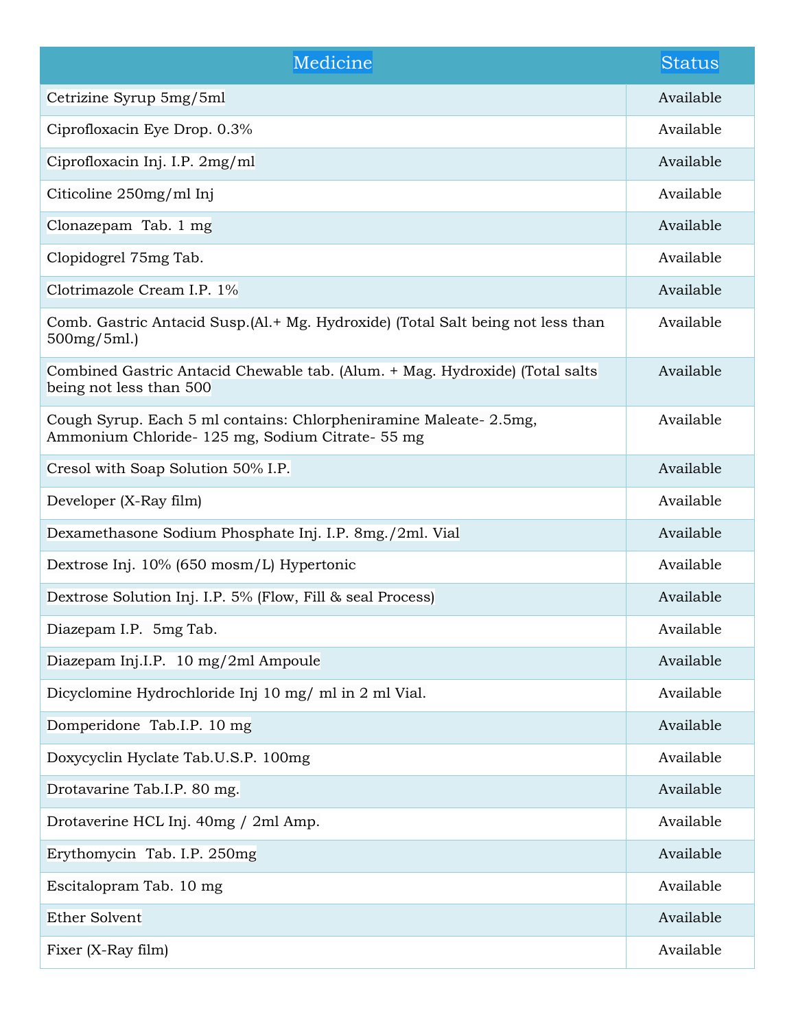| Medicine | Status |
| --- | --- |
| Cetrizine Syrup 5mg/5ml | Available |
| Ciprofloxacin Eye Drop. 0.3% | Available |
| Ciprofloxacin Inj. I.P. 2mg/ml | Available |
| Citicoline 250mg/ml Inj | Available |
| Clonazepam Tab. 1 mg | Available |
| Clopidogrel 75mg Tab. | Available |
| Clotrimazole Cream I.P. 1% | Available |
| Comb. Gastric Antacid Susp.(Al.+ Mg. Hydroxide) (Total Salt being not less than 500mg/5ml.) | Available |
| Combined Gastric Antacid Chewable tab. (Alum. + Mag. Hydroxide) (Total salts being not less than 500 | Available |
| Cough Syrup. Each 5 ml contains: Chlorpheniramine Maleate- 2.5mg, Ammonium Chloride- 125 mg, Sodium Citrate- 55 mg | Available |
| Cresol with Soap Solution 50% I.P. | Available |
| Developer (X-Ray film) | Available |
| Dexamethasone Sodium Phosphate Inj. I.P. 8mg./2ml. Vial | Available |
| Dextrose Inj. 10% (650 mosm/L) Hypertonic | Available |
| Dextrose Solution Inj. I.P. 5% (Flow, Fill & seal Process) | Available |
| Diazepam I.P. 5mg Tab. | Available |
| Diazepam Inj.I.P. 10 mg/2ml Ampoule | Available |
| Dicyclomine Hydrochloride Inj 10 mg/ ml in 2 ml Vial. | Available |
| Domperidone Tab.I.P. 10 mg | Available |
| Doxycyclin Hyclate Tab.U.S.P. 100mg | Available |
| Drotavarine Tab.I.P. 80 mg. | Available |
| Drotaverine HCL Inj. 40mg / 2ml Amp. | Available |
| Erythomycin Tab. I.P. 250mg | Available |
| Escitalopram Tab. 10 mg | Available |
| Ether Solvent | Available |
| Fixer (X-Ray film) | Available |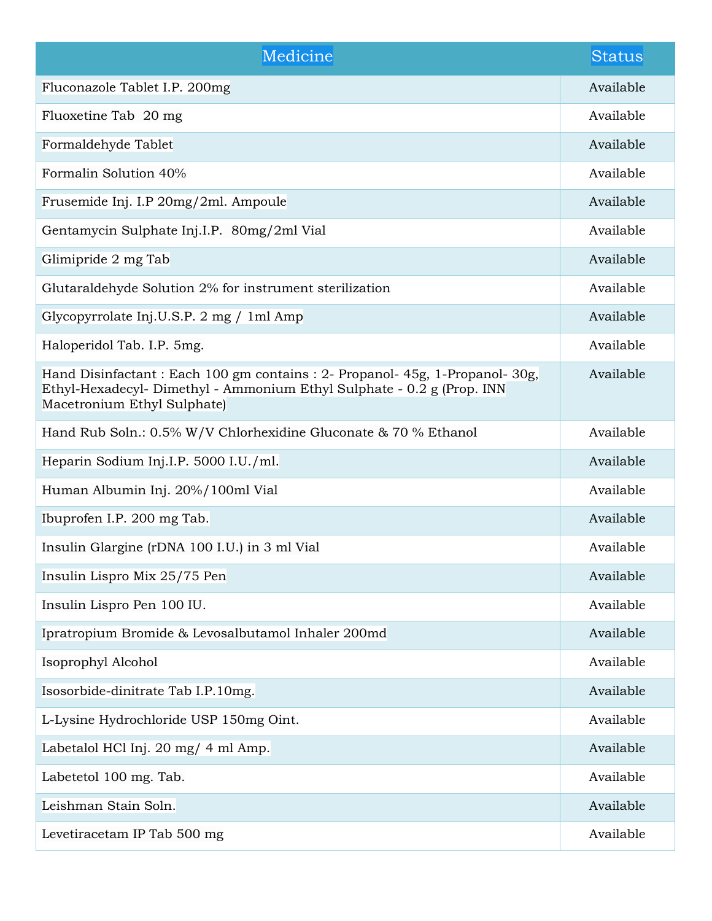| Medicine | Status |
| --- | --- |
| Fluconazole Tablet I.P. 200mg | Available |
| Fluoxetine Tab  20 mg | Available |
| Formaldehyde Tablet | Available |
| Formalin Solution 40% | Available |
| Frusemide Inj. I.P 20mg/2ml. Ampoule | Available |
| Gentamycin Sulphate Inj.I.P.  80mg/2ml Vial | Available |
| Glimipride 2 mg Tab | Available |
| Glutaraldehyde Solution 2% for instrument sterilization | Available |
| Glycopyrrolate Inj.U.S.P. 2 mg / 1ml Amp | Available |
| Haloperidol Tab. I.P. 5mg. | Available |
| Hand Disinfactant : Each 100 gm contains : 2- Propanol- 45g, 1-Propanol- 30g, Ethyl-Hexadecyl- Dimethyl - Ammonium Ethyl Sulphate - 0.2 g (Prop. INN Macetronium Ethyl Sulphate) | Available |
| Hand Rub Soln.: 0.5% W/V Chlorhexidine Gluconate & 70 % Ethanol | Available |
| Heparin Sodium Inj.I.P. 5000 I.U./ml. | Available |
| Human Albumin Inj. 20%/100ml Vial | Available |
| Ibuprofen I.P. 200 mg Tab. | Available |
| Insulin Glargine (rDNA 100 I.U.) in 3 ml Vial | Available |
| Insulin Lispro Mix 25/75 Pen | Available |
| Insulin Lispro Pen 100 IU. | Available |
| Ipratropium Bromide & Levosalbutamol Inhaler 200md | Available |
| Isoprophyl Alcohol | Available |
| Isosorbide-dinitrate Tab I.P.10mg. | Available |
| L-Lysine Hydrochloride USP 150mg Oint. | Available |
| Labetalol HCl Inj. 20 mg/ 4 ml Amp. | Available |
| Labetetol 100 mg. Tab. | Available |
| Leishman Stain Soln. | Available |
| Levetiracetam IP Tab 500 mg | Available |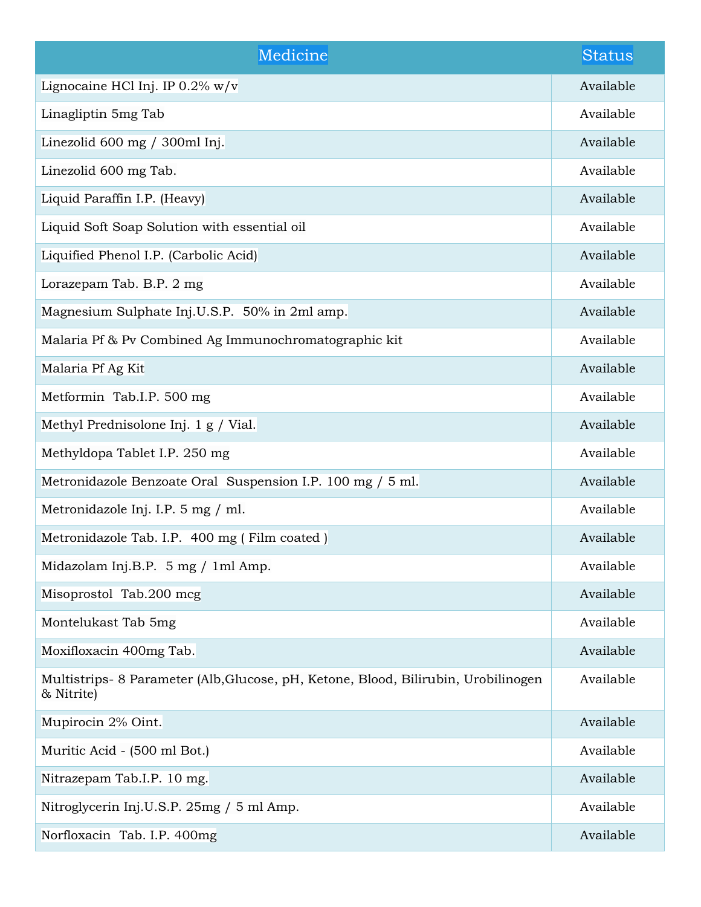| Medicine | Status |
| --- | --- |
| Lignocaine HCl Inj. IP 0.2% w/v | Available |
| Linagliptin 5mg Tab | Available |
| Linezolid 600 mg / 300ml Inj. | Available |
| Linezolid 600 mg Tab. | Available |
| Liquid Paraffin I.P. (Heavy) | Available |
| Liquid Soft Soap Solution with essential oil | Available |
| Liquified Phenol I.P. (Carbolic Acid) | Available |
| Lorazepam Tab. B.P. 2 mg | Available |
| Magnesium Sulphate Inj.U.S.P. 50% in 2ml amp. | Available |
| Malaria Pf & Pv Combined Ag Immunochromatographic kit | Available |
| Malaria Pf Ag Kit | Available |
| Metformin Tab.I.P. 500 mg | Available |
| Methyl Prednisolone Inj. 1 g / Vial. | Available |
| Methyldopa Tablet I.P. 250 mg | Available |
| Metronidazole Benzoate Oral Suspension I.P. 100 mg / 5 ml. | Available |
| Metronidazole Inj. I.P. 5 mg / ml. | Available |
| Metronidazole Tab. I.P. 400 mg ( Film coated ) | Available |
| Midazolam Inj.B.P. 5 mg / 1ml Amp. | Available |
| Misoprostol Tab.200 mcg | Available |
| Montelukast Tab 5mg | Available |
| Moxifloxacin 400mg Tab. | Available |
| Multistrips- 8 Parameter (Alb,Glucose, pH, Ketone, Blood, Bilirubin, Urobilinogen & Nitrite) | Available |
| Mupirocin 2% Oint. | Available |
| Muritic Acid - (500 ml Bot.) | Available |
| Nitrazepam Tab.I.P. 10 mg. | Available |
| Nitroglycerin Inj.U.S.P. 25mg / 5 ml Amp. | Available |
| Norfloxacin Tab. I.P. 400mg | Available |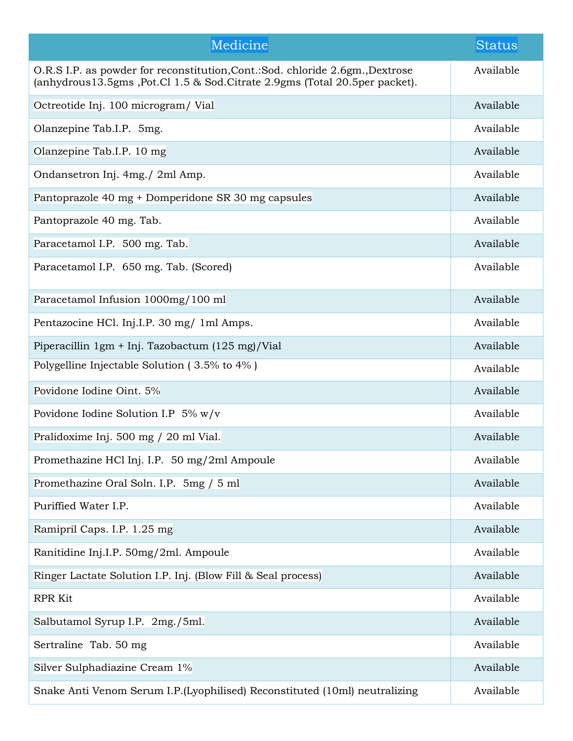| Medicine | Status |
| --- | --- |
| O.R.S I.P. as powder for reconstitution,Cont.:Sod. chloride 2.6gm.,Dextrose (anhydrous13.5gms ,Pot.Cl 1.5 & Sod.Citrate 2.9gms (Total 20.5per packet). | Available |
| Octreotide Inj. 100 microgram/ Vial | Available |
| Olanzepine Tab.I.P. 5mg. | Available |
| Olanzepine Tab.I.P. 10 mg | Available |
| Ondansetron Inj. 4mg./ 2ml Amp. | Available |
| Pantoprazole 40 mg + Domperidone SR 30 mg capsules | Available |
| Pantoprazole 40 mg. Tab. | Available |
| Paracetamol I.P. 500 mg. Tab. | Available |
| Paracetamol I.P. 650 mg. Tab. (Scored) | Available |
| Paracetamol Infusion 1000mg/100 ml | Available |
| Pentazocine HCl. Inj.I.P. 30 mg/ 1ml Amps. | Available |
| Piperacillin 1gm + Inj. Tazobactum (125 mg)/Vial | Available |
| Polygelline Injectable Solution ( 3.5% to 4% ) | Available |
| Povidone Iodine Oint. 5% | Available |
| Povidone Iodine Solution I.P 5% w/v | Available |
| Pralidoxime Inj. 500 mg / 20 ml Vial. | Available |
| Promethazine HCl Inj. I.P. 50 mg/2ml Ampoule | Available |
| Promethazine Oral Soln. I.P. 5mg / 5 ml | Available |
| Puriffied Water I.P. | Available |
| Ramipril Caps. I.P. 1.25 mg | Available |
| Ranitidine Inj.I.P. 50mg/2ml. Ampoule | Available |
| Ringer Lactate Solution I.P. Inj. (Blow Fill & Seal process) | Available |
| RPR Kit | Available |
| Salbutamol Syrup I.P. 2mg./5ml. | Available |
| Sertraline Tab. 50 mg | Available |
| Silver Sulphadiazine Cream 1% | Available |
| Snake Anti Venom Serum I.P.(Lyophilised) Reconstituted (10ml) neutralizing | Available |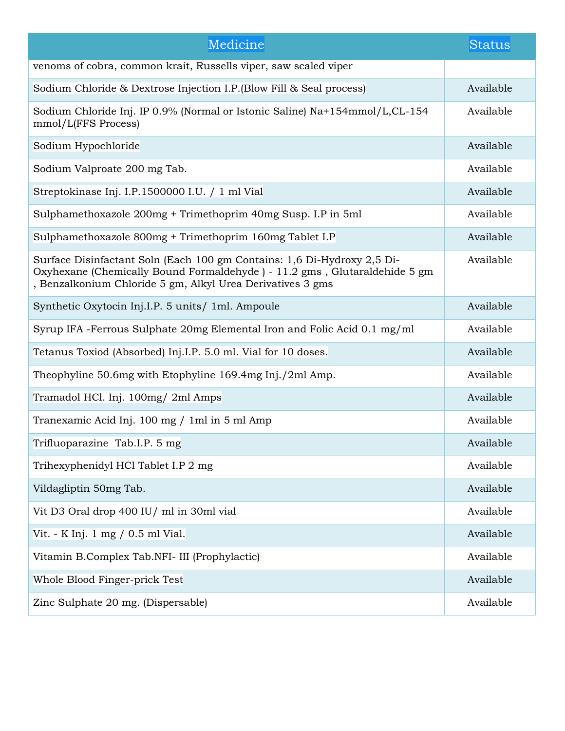| Medicine | Status |
|---|---|
| venoms of cobra, common krait, Russells viper, saw scaled viper | |
| Sodium Chloride & Dextrose Injection I.P.(Blow Fill & Seal process) | Available |
| Sodium Chloride Inj. IP 0.9% (Normal or Istonic Saline) Na+154mmol/L,CL-154 mmol/L(FFS Process) | Available |
| Sodium Hypochloride | Available |
| Sodium Valproate 200 mg Tab. | Available |
| Streptokinase Inj. I.P.1500000 I.U. / 1 ml Vial | Available |
| Sulphamethoxazole 200mg + Trimethoprim 40mg Susp. I.P in 5ml | Available |
| Sulphamethoxazole 800mg + Trimethoprim 160mg Tablet I.P | Available |
| Surface Disinfactant Soln (Each 100 gm Contains: 1,6 Di-Hydroxy 2,5 Di-Oxyhexane (Chemically Bound Formaldehyde ) - 11.2 gms , Glutaraldehide 5 gm , Benzalkonium Chloride 5 gm, Alkyl Urea Derivatives 3 gms | Available |
| Synthetic Oxytocin Inj.I.P. 5 units/ 1ml. Ampoule | Available |
| Syrup IFA -Ferrous Sulphate 20mg Elemental Iron and Folic Acid 0.1 mg/ml | Available |
| Tetanus Toxiod (Absorbed) Inj.I.P. 5.0 ml. Vial for 10 doses. | Available |
| Theophyline 50.6mg with Etophyline 169.4mg Inj./2ml Amp. | Available |
| Tramadol HCl. Inj. 100mg/ 2ml Amps | Available |
| Tranexamic Acid Inj. 100 mg / 1ml in 5 ml Amp | Available |
| Trifluoparazine Tab.I.P. 5 mg | Available |
| Trihexyphenidyl HCl Tablet I.P 2 mg | Available |
| Vildagliptin 50mg Tab. | Available |
| Vit D3 Oral drop 400 IU/ ml in 30ml vial | Available |
| Vit. - K Inj. 1 mg / 0.5 ml Vial. | Available |
| Vitamin B.Complex Tab.NFI- III (Prophylactic) | Available |
| Whole Blood Finger-prick Test | Available |
| Zinc Sulphate 20 mg. (Dispersable) | Available |